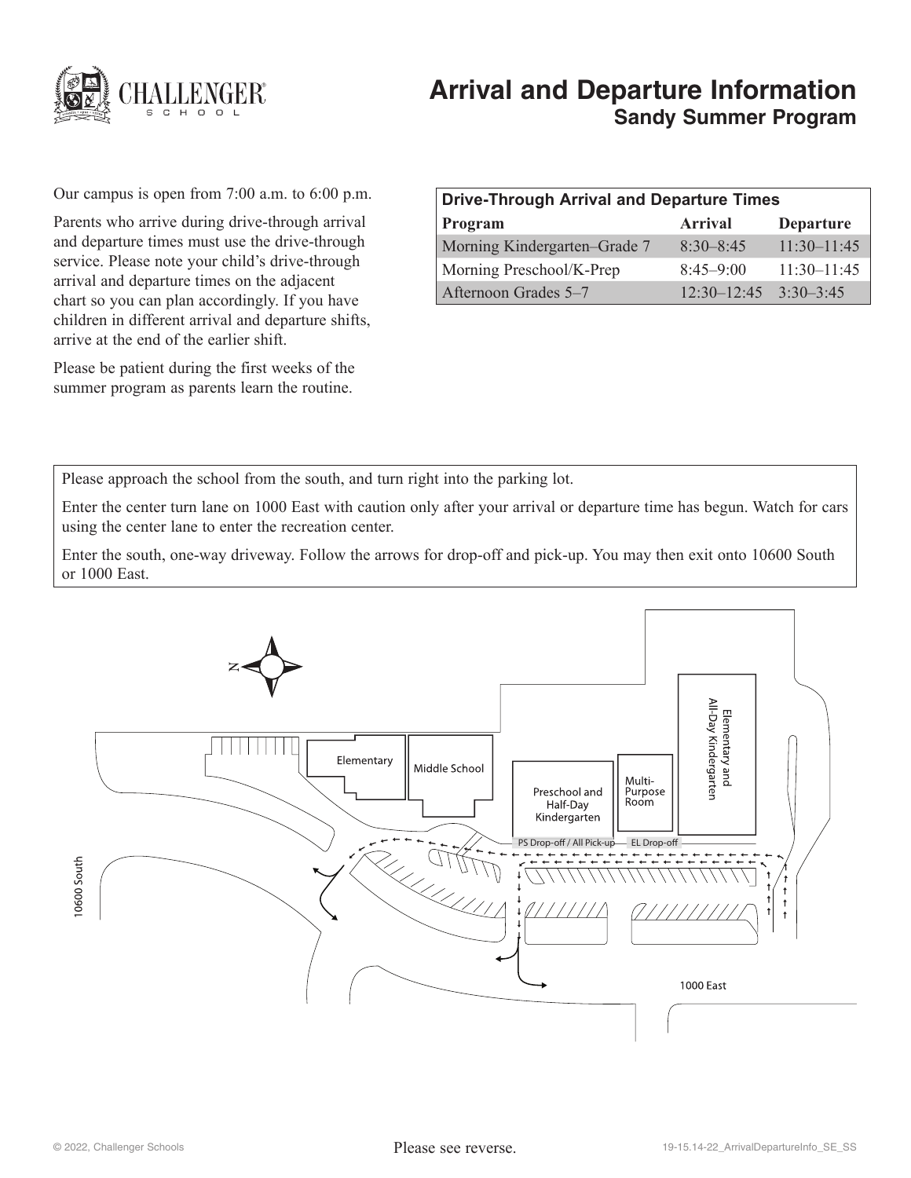# Arrival and Departure Information

## Sandy Summer Program

Our campus is open from 7:00 a.m. to 6:00 p.m.

Parents who arrive during drive-through arrival and departure times must use the drive-through service. Please note your child's drive-through arrival and departure times on the adjacent chart so you can plan accordingly. If you have children in different arrival and departure shifts, arrive at the end of the earlier shift.

Please be patient during the first weeks of the summer program as parents learn the routine.

**Drive-Through Arrival and Departure Times**

| Program | Arrival | Departure |
|---|---|---|
| Morning Kindergarten–Grade 7 | 8:30–8:45 | 11:30–11:45 |
| Morning Preschool/K-Prep | 8:45–9:00 | 11:30–11:45 |
| Afternoon Grades 5–7 | 12:30–12:45 | 3:30–3:45 |

Please approach the school from the south, and turn right into the parking lot.

Enter the center turn lane on 1000 East with caution only after your arrival or departure time has begun. Watch for cars using the center lane to enter the recreation center.

Enter the south, one-way driveway. Follow the arrows for drop-off and pick-up. You may then exit onto 10600 South or 1000 East.

N

Elementary

Middle School

Preschool and Half-Day Kindergarten

Multi-Purpose Room

Elementary and All-Day Kindergarten

PS Drop-off / All Pick-up

EL Drop-off

10600 South

1000 East

Please see reverse.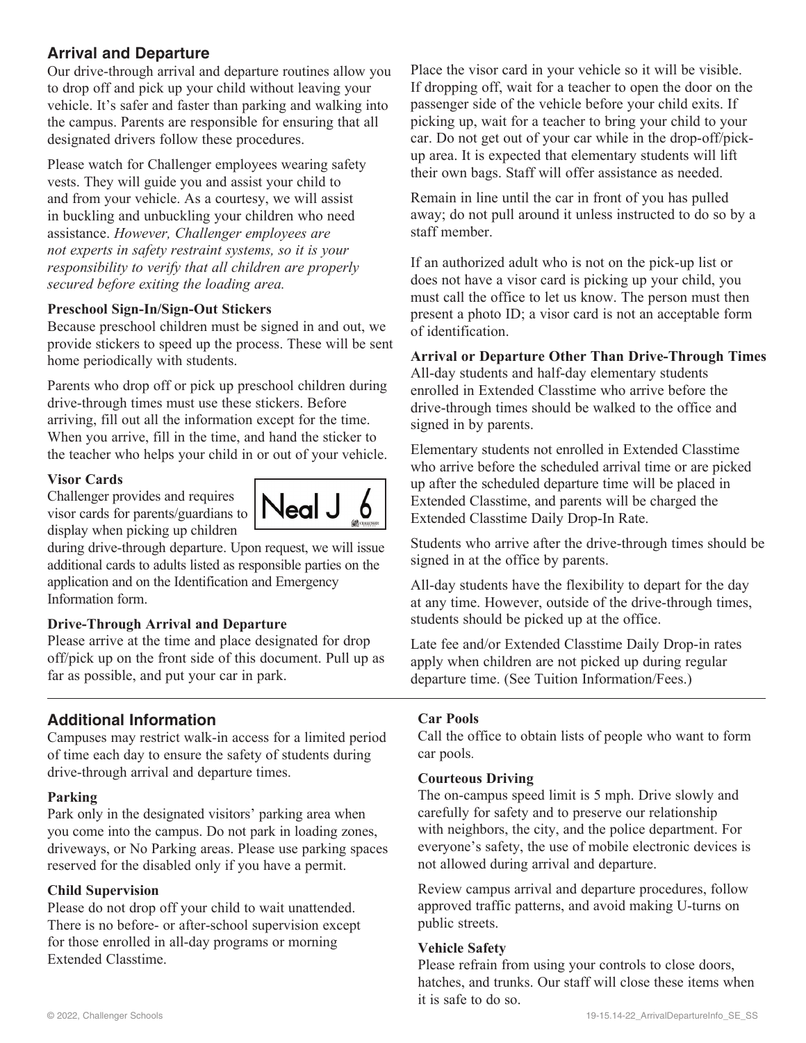## Arrival and Departure

Our drive-through arrival and departure routines allow you to drop off and pick up your child without leaving your vehicle. It's safer and faster than parking and walking into the campus. Parents are responsible for ensuring that all designated drivers follow these procedures.

Please watch for Challenger employees wearing safety vests. They will guide you and assist your child to and from your vehicle. As a courtesy, we will assist in buckling and unbuckling your children who need assistance. *However, Challenger employees are not experts in safety restraint systems, so it is your responsibility to verify that all children are properly secured before exiting the loading area.*

### Preschool Sign-In/Sign-Out Stickers

Because preschool children must be signed in and out, we provide stickers to speed up the process. These will be sent home periodically with students.

Parents who drop off or pick up preschool children during drive-through times must use these stickers. Before arriving, fill out all the information except for the time. When you arrive, fill in the time, and hand the sticker to the teacher who helps your child in or out of your vehicle.

### Visor Cards

Neal J 6

Challenger provides and requires visor cards for parents/guardians to display when picking up children during drive-through departure. Upon request, we will issue additional cards to adults listed as responsible parties on the application and on the Identification and Emergency Information form.

### Drive-Through Arrival and Departure

Please arrive at the time and place designated for drop off/pick up on the front side of this document. Pull up as far as possible, and put your car in park.

Place the visor card in your vehicle so it will be visible. If dropping off, wait for a teacher to open the door on the passenger side of the vehicle before your child exits. If picking up, wait for a teacher to bring your child to your car. Do not get out of your car while in the drop-off/pick-up area. It is expected that elementary students will lift their own bags. Staff will offer assistance as needed.

Remain in line until the car in front of you has pulled away; do not pull around it unless instructed to do so by a staff member.

If an authorized adult who is not on the pick-up list or does not have a visor card is picking up your child, you must call the office to let us know. The person must then present a photo ID; a visor card is not an acceptable form of identification.

### Arrival or Departure Other Than Drive-Through Times

All-day students and half-day elementary students enrolled in Extended Classtime who arrive before the drive-through times should be walked to the office and signed in by parents.

Elementary students not enrolled in Extended Classtime who arrive before the scheduled arrival time or are picked up after the scheduled departure time will be placed in Extended Classtime, and parents will be charged the Extended Classtime Daily Drop-In Rate.

Students who arrive after the drive-through times should be signed in at the office by parents.

All-day students have the flexibility to depart for the day at any time. However, outside of the drive-through times, students should be picked up at the office.

Late fee and/or Extended Classtime Daily Drop-in rates apply when children are not picked up during regular departure time. (See Tuition Information/Fees.)

## Additional Information

Campuses may restrict walk-in access for a limited period of time each day to ensure the safety of students during drive-through arrival and departure times.

### Parking

Park only in the designated visitors' parking area when you come into the campus. Do not park in loading zones, driveways, or No Parking areas. Please use parking spaces reserved for the disabled only if you have a permit.

### Child Supervision

Please do not drop off your child to wait unattended. There is no before- or after-school supervision except for those enrolled in all-day programs or morning Extended Classtime.

### Car Pools

Call the office to obtain lists of people who want to form car pools.

### Courteous Driving

The on-campus speed limit is 5 mph. Drive slowly and carefully for safety and to preserve our relationship with neighbors, the city, and the police department. For everyone's safety, the use of mobile electronic devices is not allowed during arrival and departure.

Review campus arrival and departure procedures, follow approved traffic patterns, and avoid making U-turns on public streets.

### Vehicle Safety

Please refrain from using your controls to close doors, hatches, and trunks. Our staff will close these items when it is safe to do so.

© 2022, Challenger Schools 19-15.14-22_ArrivalDepartureInfo_SE_SS